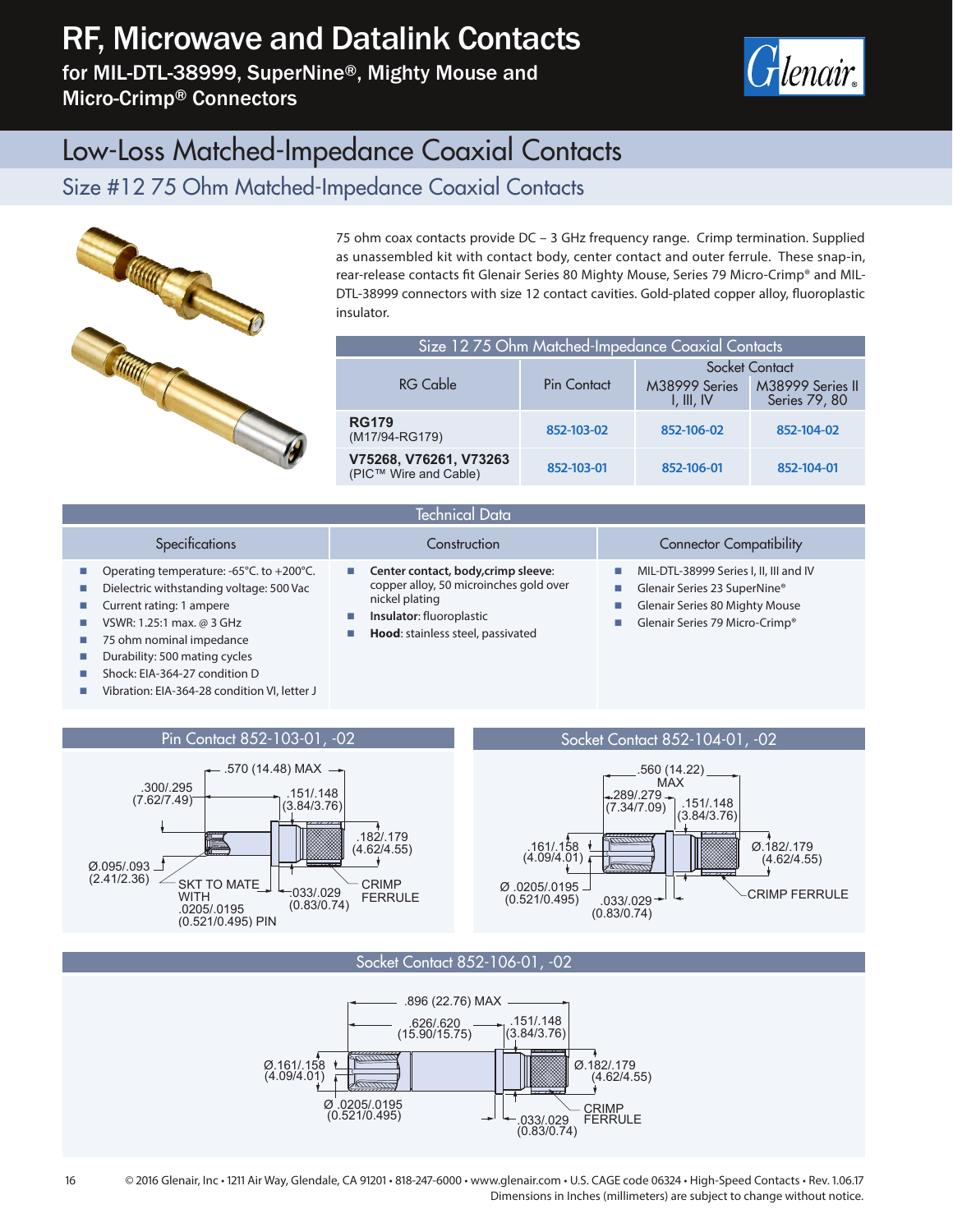# RF, Microwave and Datalink Contacts

for MIL-DTL-38999, SuperNine®, Mighty Mouse and Micro-Crimp® Connectors

## Low-Loss Matched-Impedance Coaxial Contacts

### Size #12 75 Ohm Matched-Impedance Coaxial Contacts

75 ohm coax contacts provide DC – 3 GHz frequency range. Crimp termination. Supplied as unassembled kit with contact body, center contact and outer ferrule. These snap-in, rear-release contacts fit Glenair Series 80 Mighty Mouse, Series 79 Micro-Crimp® and MIL-DTL-38999 connectors with size 12 contact cavities. Gold-plated copper alloy, fluoroplastic insulator.

| Size 12 75 Ohm Matched-Impedance Coaxial Contacts | | | |
|---|---|---|---|
| RG Cable | Pin Contact | Socket Contact | |
| | | M38999 Series I, III, IV | M38999 Series II Series 79, 80 |
| **RG179** (M17/94-RG179) | 852-103-02 | 852-106-02 | 852-104-02 |
| **V75268, V76261, V73263** (PIC™ Wire and Cable) | 852-103-01 | 852-106-01 | 852-104-01 |

## Technical Data

**Specifications**

- Operating temperature: -65°C. to +200°C.
- Dielectric withstanding voltage: 500 Vac
- Current rating: 1 ampere
- VSWR: 1.25:1 max. @ 3 GHz
- 75 ohm nominal impedance
- Durability: 500 mating cycles
- Shock: EIA-364-27 condition D
- Vibration: EIA-364-28 condition VI, letter J

**Construction**

- **Center contact, body,crimp sleeve**: copper alloy, 50 microinches gold over nickel plating
- **Insulator**: fluoroplastic
- **Hood**: stainless steel, passivated

**Connector Compatibility**

- MIL-DTL-38999 Series I, II, III and IV
- Glenair Series 23 SuperNine®
- Glenair Series 80 Mighty Mouse
- Glenair Series 79 Micro-Crimp®

### Pin Contact 852-103-01, -02

.570 (14.48) MAX; .300/.295 (7.62/7.49); .151/.148 (3.84/3.76); .182/.179 (4.62/4.55); Ø.095/.093 (2.41/2.36); SKT TO MATE WITH .0205/.0195 (0.521/0.495) PIN; .033/.029 (0.83/0.74); CRIMP FERRULE

### Socket Contact 852-104-01, -02

.560 (14.22) MAX; .289/.279 (7.34/7.09); .151/.148 (3.84/3.76); .161/.158 (4.09/4.01); Ø.182/.179 (4.62/4.55); Ø .0205/.0195 (0.521/0.495); .033/.029 (0.83/0.74); CRIMP FERRULE

### Socket Contact 852-106-01, -02

.896 (22.76) MAX; .626/.620 (15.90/15.75); .151/.148 (3.84/3.76); Ø.161/.158 (4.09/4.01); Ø.182/.179 (4.62/4.55); Ø .0205/.0195 (0.521/0.495); .033/.029 (0.83/0.74); CRIMP FERRULE

© 2016 Glenair, Inc • 1211 Air Way, Glendale, CA 91201 • 818-247-6000 • www.glenair.com • U.S. CAGE code 06324 • High-Speed Contacts • Rev. 1.06.17
Dimensions in Inches (millimeters) are subject to change without notice.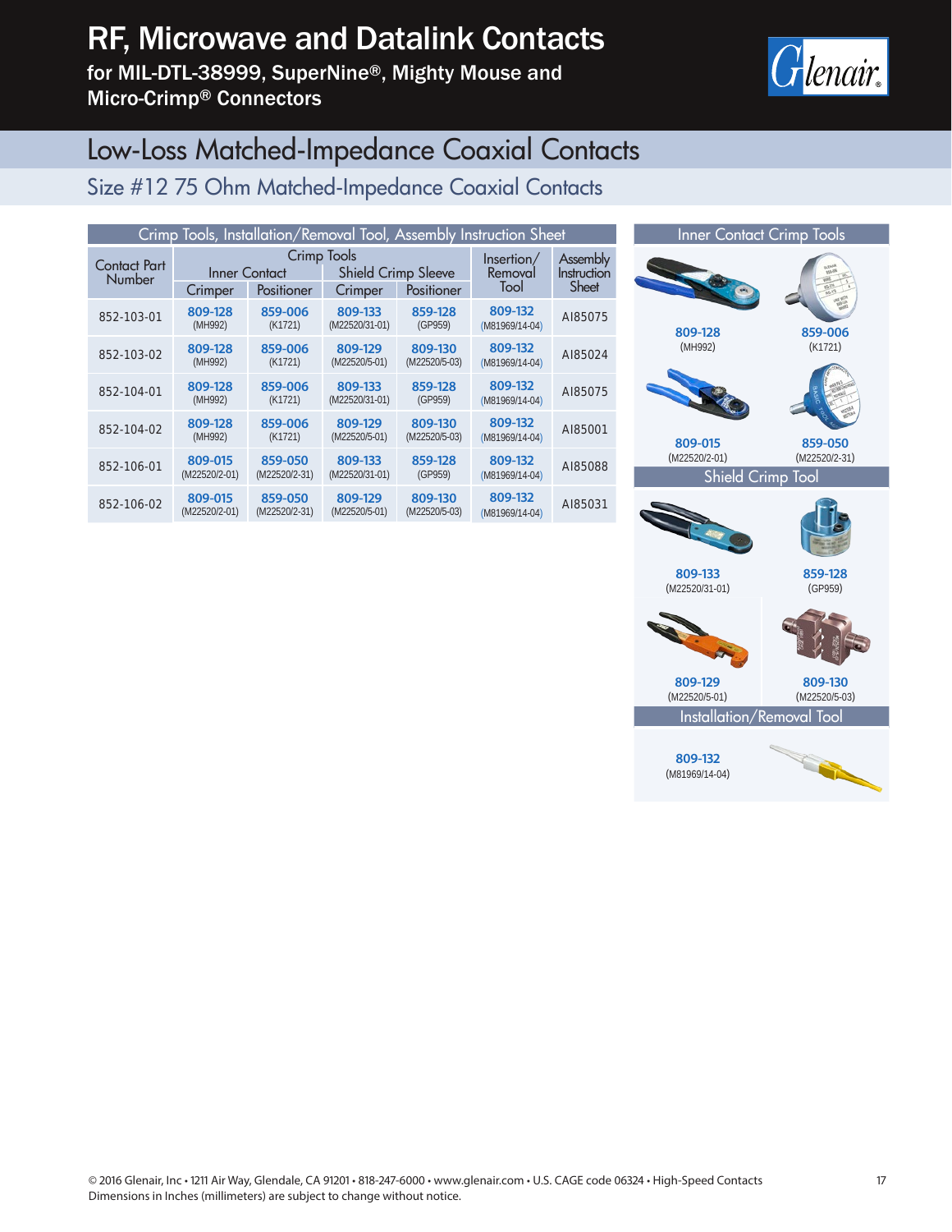# RF, Microwave and Datalink Contacts

for MIL-DTL-38999, SuperNine®, Mighty Mouse and Micro-Crimp® Connectors

## Low-Loss Matched-Impedance Coaxial Contacts

### Size #12 75 Ohm Matched-Impedance Coaxial Contacts

**Crimp Tools, Installation/Removal Tool, Assembly Instruction Sheet**

| Contact Part Number | Crimp Tools | | | | Insertion/ Removal Tool | Assembly Instruction Sheet |
|---|---|---|---|---|---|---|
| | Inner Contact | | Shield Crimp Sleeve | | | |
| | Crimper | Positioner | Crimper | Positioner | | |
| 852-103-01 | 809-128 (MH992) | 859-006 (K1721) | 809-133 (M22520/31-01) | 859-128 (GP959) | 809-132 (M81969/14-04) | AI85075 |
| 852-103-02 | 809-128 (MH992) | 859-006 (K1721) | 809-129 (M22520/5-01) | 809-130 (M22520/5-03) | 809-132 (M81969/14-04) | AI85024 |
| 852-104-01 | 809-128 (MH992) | 859-006 (K1721) | 809-133 (M22520/31-01) | 859-128 (GP959) | 809-132 (M81969/14-04) | AI85075 |
| 852-104-02 | 809-128 (MH992) | 859-006 (K1721) | 809-129 (M22520/5-01) | 809-130 (M22520/5-03) | 809-132 (M81969/14-04) | AI85001 |
| 852-106-01 | 809-015 (M22520/2-01) | 859-050 (M22520/2-31) | 809-133 (M22520/31-01) | 859-128 (GP959) | 809-132 (M81969/14-04) | AI85088 |
| 852-106-02 | 809-015 (M22520/2-01) | 859-050 (M22520/2-31) | 809-129 (M22520/5-01) | 809-130 (M22520/5-03) | 809-132 (M81969/14-04) | AI85031 |

**Inner Contact Crimp Tools**

809-128 (MH992)

859-006 (K1721)

809-015 (M22520/2-01)

859-050 (M22520/2-31)

**Shield Crimp Tool**

809-133 (M22520/31-01)

859-128 (GP959)

809-129 (M22520/5-01)

809-130 (M22520/5-03)

**Installation/Removal Tool**

809-132 (M81969/14-04)

© 2016 Glenair, Inc • 1211 Air Way, Glendale, CA 91201 • 818-247-6000 • www.glenair.com • U.S. CAGE code 06324 • High-Speed Contacts
Dimensions in Inches (millimeters) are subject to change without notice.